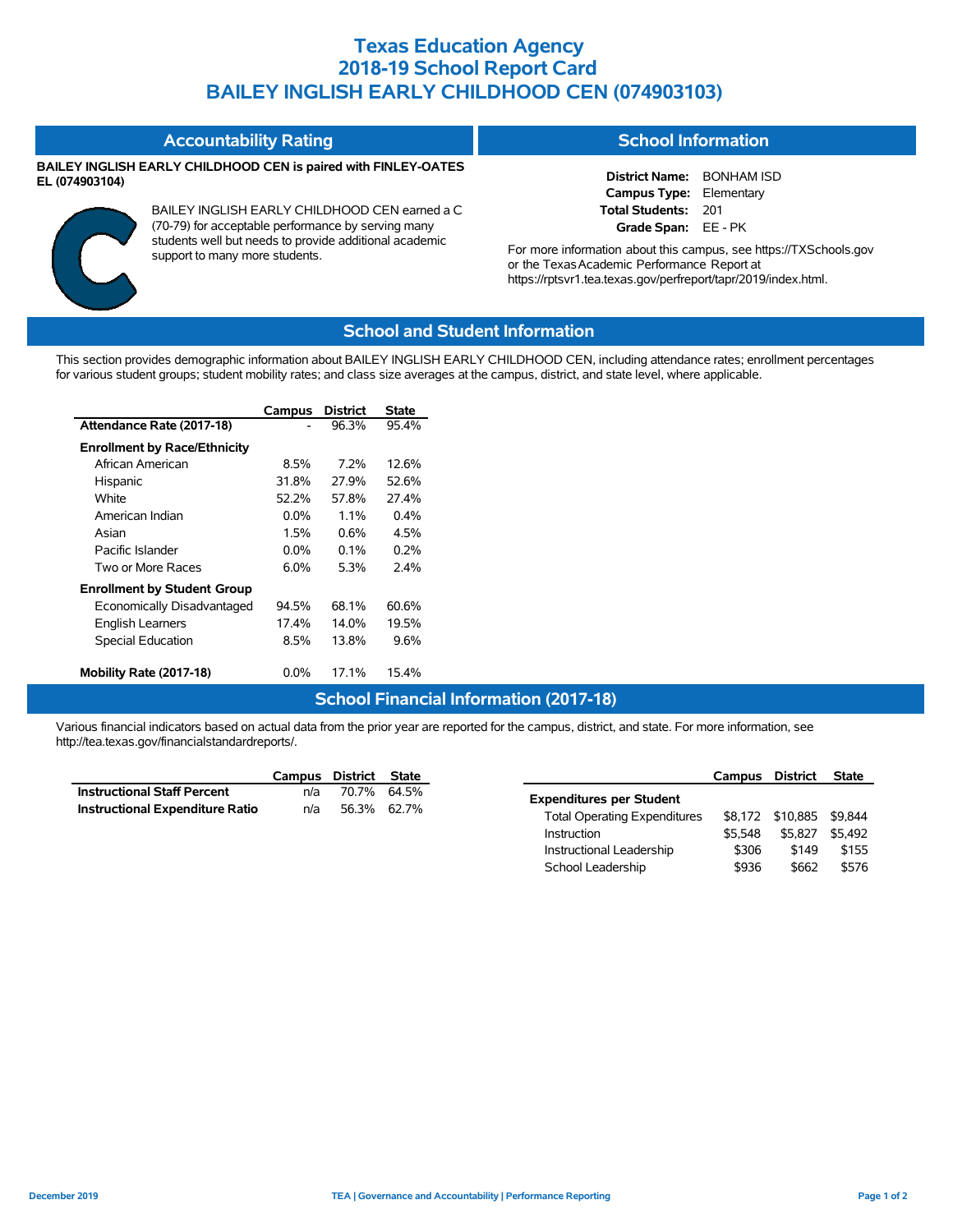# Texas Education Agency
# 2018-19 School Report Card
# BAILEY INGLISH EARLY CHILDHOOD CEN (074903103)

## Accountability Rating

**BAILEY INGLISH EARLY CHILDHOOD CEN is paired with FINLEY-OATES EL (074903104)**

C

BAILEY INGLISH EARLY CHILDHOOD CEN earned a C (70-79) for acceptable performance by serving many students well but needs to provide additional academic support to many more students.

## School Information

**District Name:** BONHAM ISD
**Campus Type:** Elementary
**Total Students:** 201
**Grade Span:** EE - PK

For more information about this campus, see https://TXSchools.gov or the Texas Academic Performance Report at https://rptsvr1.tea.texas.gov/perfreport/tapr/2019/index.html.

## School and Student Information

This section provides demographic information about BAILEY INGLISH EARLY CHILDHOOD CEN, including attendance rates; enrollment percentages for various student groups; student mobility rates; and class size averages at the campus, district, and state level, where applicable.

| | Campus | District | State |
|---|---|---|---|
| **Attendance Rate (2017-18)** | - | 96.3% | 95.4% |
| **Enrollment by Race/Ethnicity** | | | |
| African American | 8.5% | 7.2% | 12.6% |
| Hispanic | 31.8% | 27.9% | 52.6% |
| White | 52.2% | 57.8% | 27.4% |
| American Indian | 0.0% | 1.1% | 0.4% |
| Asian | 1.5% | 0.6% | 4.5% |
| Pacific Islander | 0.0% | 0.1% | 0.2% |
| Two or More Races | 6.0% | 5.3% | 2.4% |
| **Enrollment by Student Group** | | | |
| Economically Disadvantaged | 94.5% | 68.1% | 60.6% |
| English Learners | 17.4% | 14.0% | 19.5% |
| Special Education | 8.5% | 13.8% | 9.6% |
| **Mobility Rate (2017-18)** | 0.0% | 17.1% | 15.4% |

## School Financial Information (2017-18)

Various financial indicators based on actual data from the prior year are reported for the campus, district, and state. For more information, see http://tea.texas.gov/financialstandardreports/.

| | Campus | District | State |
|---|---|---|---|
| **Instructional Staff Percent** | n/a | 70.7% | 64.5% |
| **Instructional Expenditure Ratio** | n/a | 56.3% | 62.7% |

| | Campus | District | State |
|---|---|---|---|
| **Expenditures per Student** | | | |
| Total Operating Expenditures | $8,172 | $10,885 | $9,844 |
| Instruction | $5,548 | $5,827 | $5,492 |
| Instructional Leadership | $306 | $149 | $155 |
| School Leadership | $936 | $662 | $576 |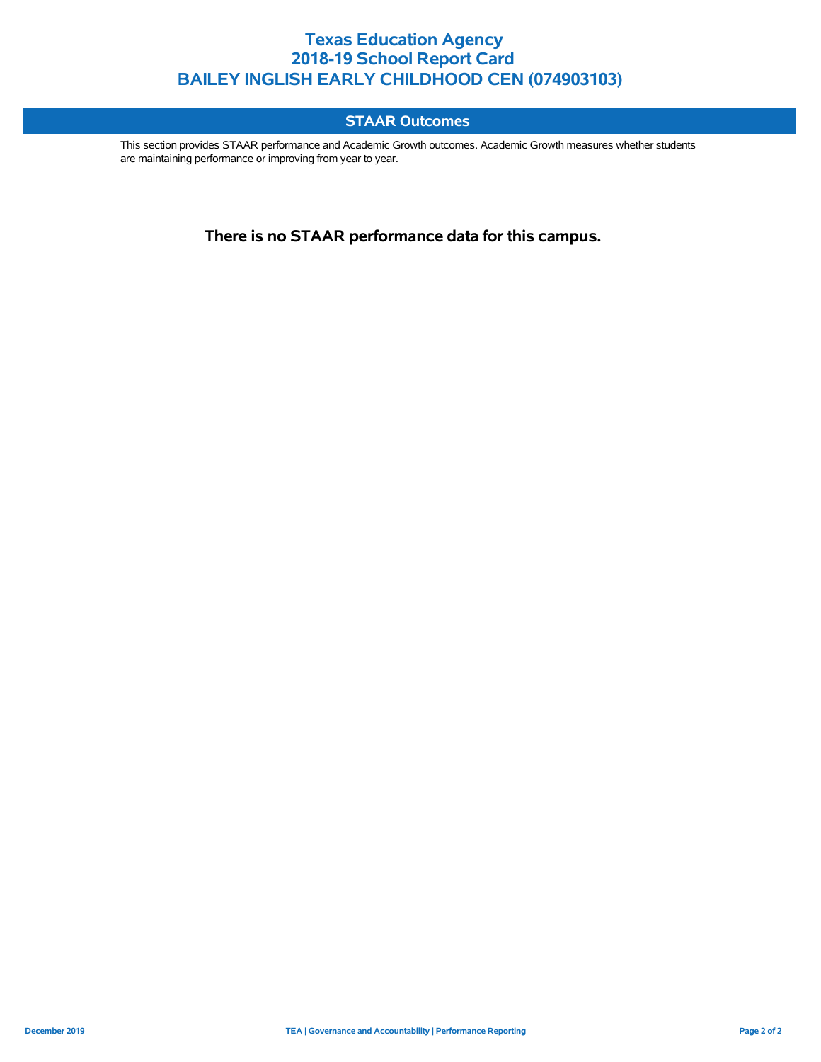# Texas Education Agency
# 2018-19 School Report Card
# BAILEY INGLISH EARLY CHILDHOOD CEN (074903103)

## STAAR Outcomes

This section provides STAAR performance and Academic Growth outcomes. Academic Growth measures whether students are maintaining performance or improving from year to year.

**There is no STAAR performance data for this campus.**